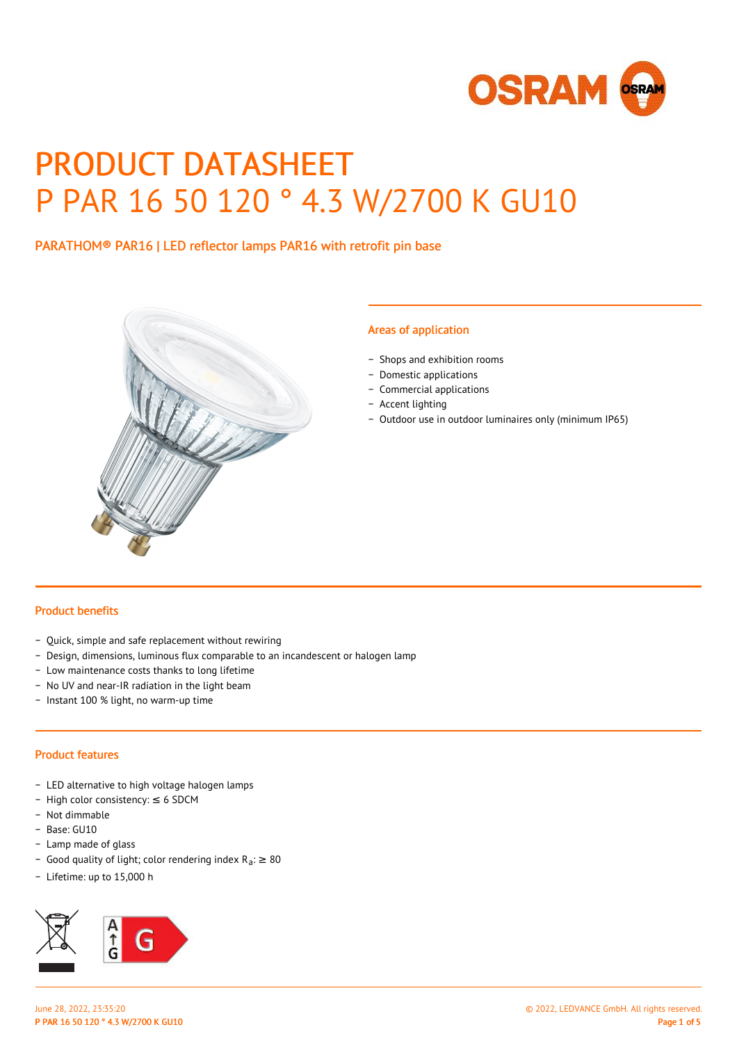# PRODUCT DATASHEET
# P PAR 16 50 120 ° 4.3 W/2700 K GU10

PARATHOM® PAR16 | LED reflector lamps PAR16 with retrofit pin base

## Areas of application

- Shops and exhibition rooms
- Domestic applications
- Commercial applications
- Accent lighting
- Outdoor use in outdoor luminaires only (minimum IP65)

## Product benefits

- Quick, simple and safe replacement without rewiring
- Design, dimensions, luminous flux comparable to an incandescent or halogen lamp
- Low maintenance costs thanks to long lifetime
- No UV and near-IR radiation in the light beam
- Instant 100 % light, no warm-up time

## Product features

- LED alternative to high voltage halogen lamps
- High color consistency: ≤ 6 SDCM
- Not dimmable
- Base: GU10
- Lamp made of glass
- Good quality of light; color rendering index $R_a$: ≥ 80
- Lifetime: up to 15,000 h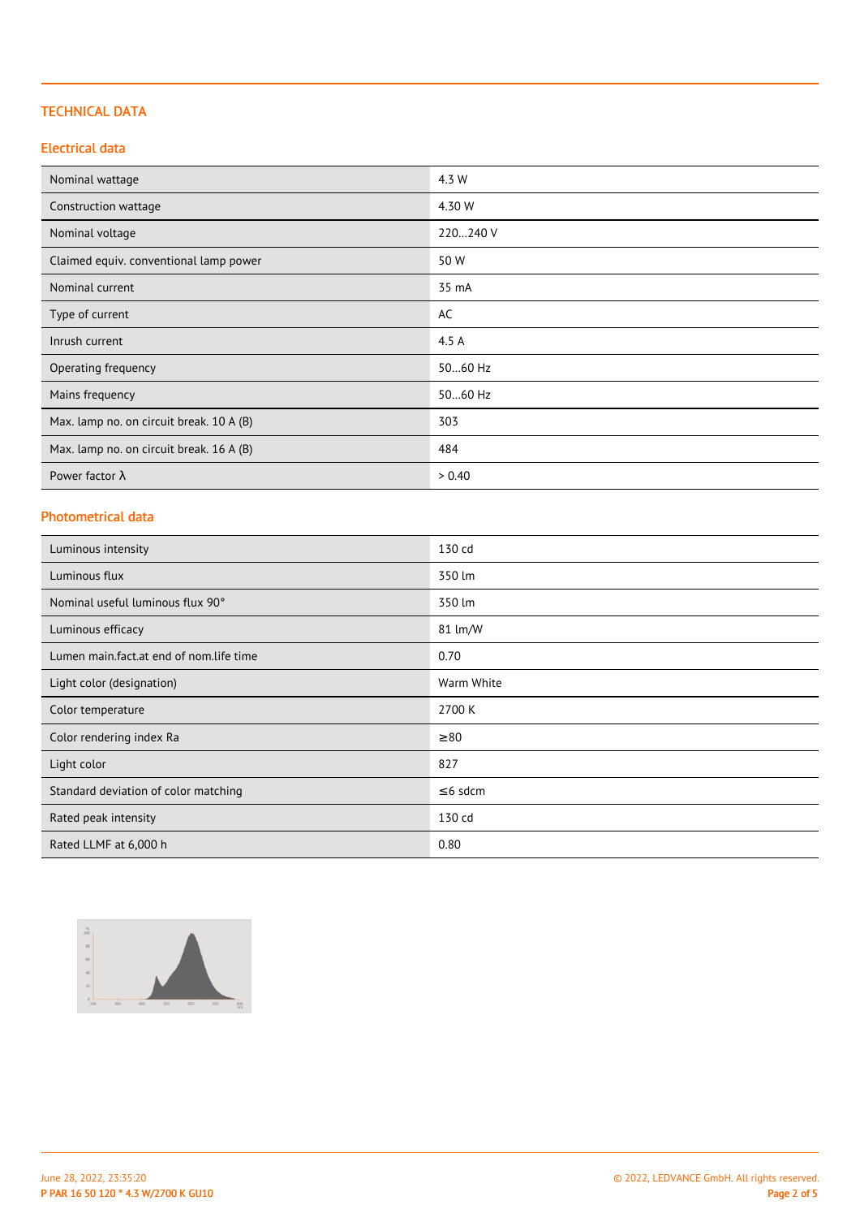## TECHNICAL DATA

### Electrical data

| | |
|---|---|
| Nominal wattage | 4.3 W |
| Construction wattage | 4.30 W |
| Nominal voltage | 220…240 V |
| Claimed equiv. conventional lamp power | 50 W |
| Nominal current | 35 mA |
| Type of current | AC |
| Inrush current | 4.5 A |
| Operating frequency | 50…60 Hz |
| Mains frequency | 50…60 Hz |
| Max. lamp no. on circuit break. 10 A (B) | 303 |
| Max. lamp no. on circuit break. 16 A (B) | 484 |
| Power factor λ | > 0.40 |

### Photometrical data

| | |
|---|---|
| Luminous intensity | 130 cd |
| Luminous flux | 350 lm |
| Nominal useful luminous flux 90° | 350 lm |
| Luminous efficacy | 81 lm/W |
| Lumen main.fact.at end of nom.life time | 0.70 |
| Light color (designation) | Warm White |
| Color temperature | 2700 K |
| Color rendering index Ra | ≥80 |
| Light color | 827 |
| Standard deviation of color matching | ≤6 sdcm |
| Rated peak intensity | 130 cd |
| Rated LLMF at 6,000 h | 0.80 |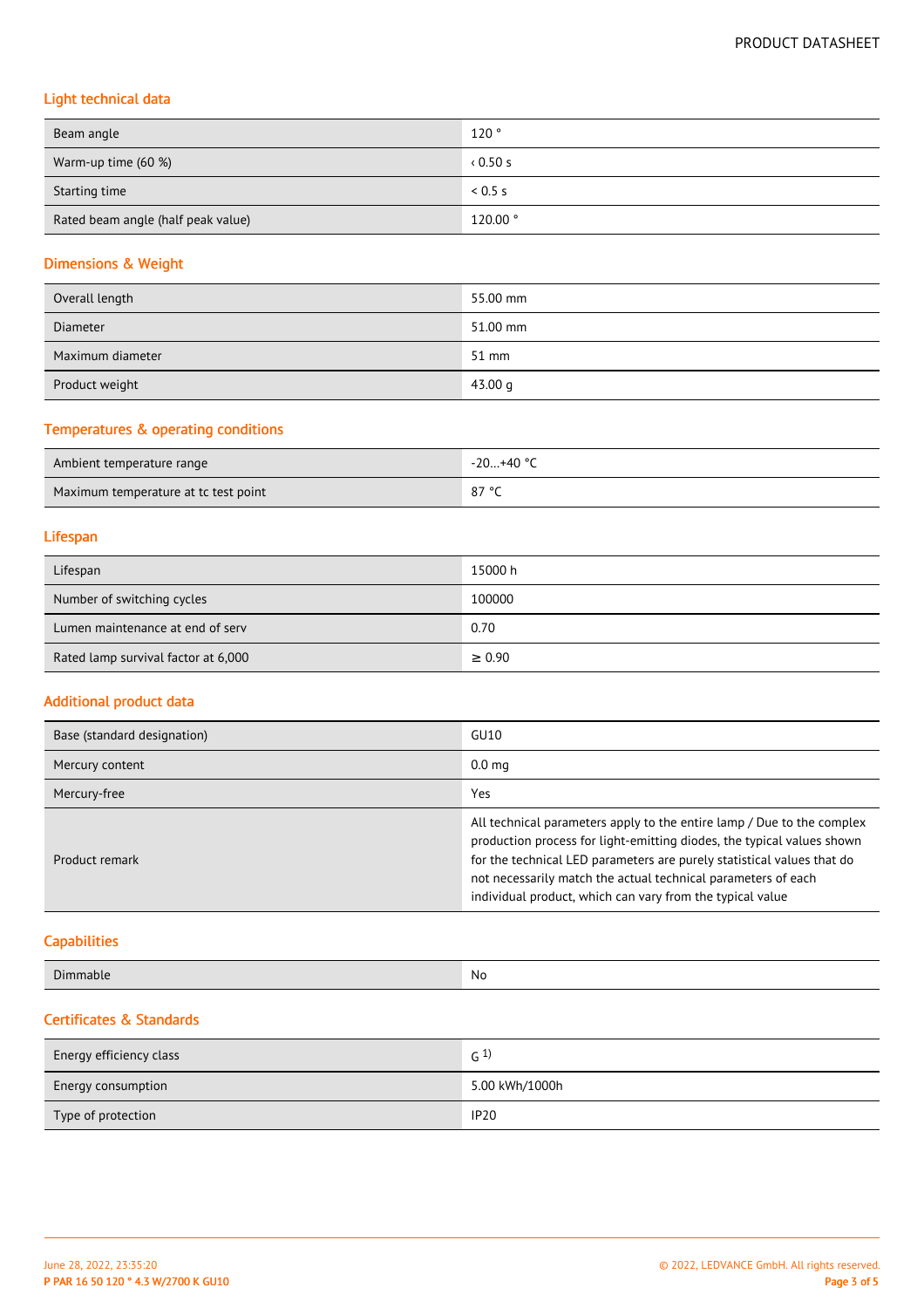## Light technical data

| | |
|---|---|
| Beam angle | 120 ° |
| Warm-up time (60 %) | ‹ 0.50 s |
| Starting time | < 0.5 s |
| Rated beam angle (half peak value) | 120.00 ° |

## Dimensions & Weight

| | |
|---|---|
| Overall length | 55.00 mm |
| Diameter | 51.00 mm |
| Maximum diameter | 51 mm |
| Product weight | 43.00 g |

## Temperatures & operating conditions

| | |
|---|---|
| Ambient temperature range | -20…+40 °C |
| Maximum temperature at tc test point | 87 °C |

## Lifespan

| | |
|---|---|
| Lifespan | 15000 h |
| Number of switching cycles | 100000 |
| Lumen maintenance at end of serv | 0.70 |
| Rated lamp survival factor at 6,000 | ≥ 0.90 |

## Additional product data

| | |
|---|---|
| Base (standard designation) | GU10 |
| Mercury content | 0.0 mg |
| Mercury-free | Yes |
| Product remark | All technical parameters apply to the entire lamp / Due to the complex production process for light-emitting diodes, the typical values shown for the technical LED parameters are purely statistical values that do not necessarily match the actual technical parameters of each individual product, which can vary from the typical value |

## Capabilities

| | |
|---|---|
| Dimmable | No |

## Certificates & Standards

| | |
|---|---|
| Energy efficiency class | G [1)] |
| Energy consumption | 5.00 kWh/1000h |
| Type of protection | IP20 |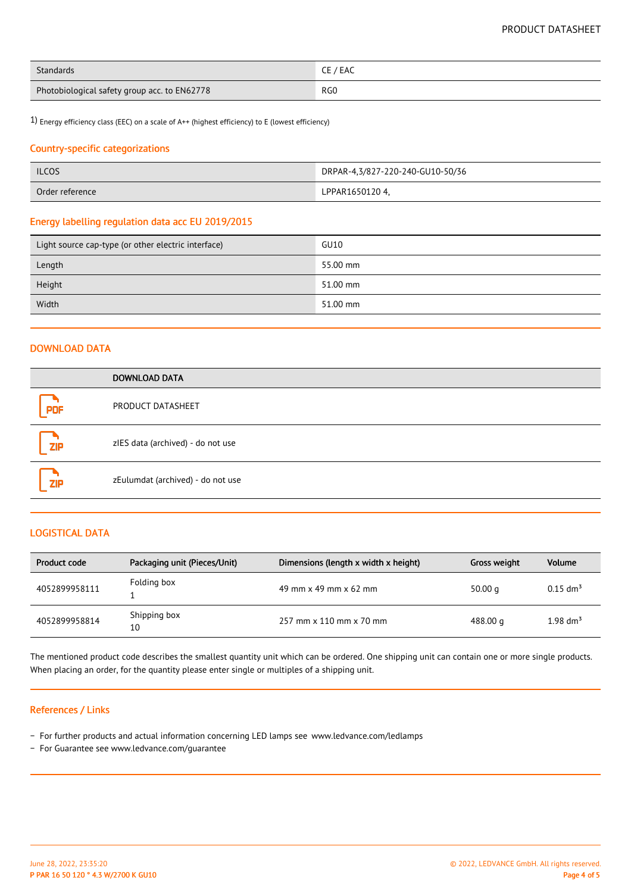| Standards | CE / EAC |
| --- | --- |
| Photobiological safety group acc. to EN62778 | RG0 |

1) Energy efficiency class (EEC) on a scale of A++ (highest efficiency) to E (lowest efficiency)

## Country-specific categorizations

| ILCOS | DRPAR-4,3/827-220-240-GU10-50/36 |
| --- | --- |
| Order reference | LPPAR1650120 4, |

## Energy labelling regulation data acc EU 2019/2015

| Light source cap-type (or other electric interface) | GU10 |
| --- | --- |
| Length | 55.00 mm |
| Height | 51.00 mm |
| Width | 51.00 mm |

## DOWNLOAD DATA

| | DOWNLOAD DATA |
| --- | --- |
| PDF | PRODUCT DATASHEET |
| ZIP | zIES data (archived) - do not use |
| ZIP | zEulumdat (archived) - do not use |

## LOGISTICAL DATA

| Product code | Packaging unit (Pieces/Unit) | Dimensions (length x width x height) | Gross weight | Volume |
| --- | --- | --- | --- | --- |
| 4052899958111 | Folding box 1 | 49 mm x 49 mm x 62 mm | 50.00 g | 0.15 $dm^3$ |
| 4052899958814 | Shipping box 10 | 257 mm x 110 mm x 70 mm | 488.00 g | 1.98 $dm^3$ |

The mentioned product code describes the smallest quantity unit which can be ordered. One shipping unit can contain one or more single products. When placing an order, for the quantity please enter single or multiples of a shipping unit.

## References / Links

- For further products and actual information concerning LED lamps see www.ledvance.com/ledlamps
- For Guarantee see www.ledvance.com/guarantee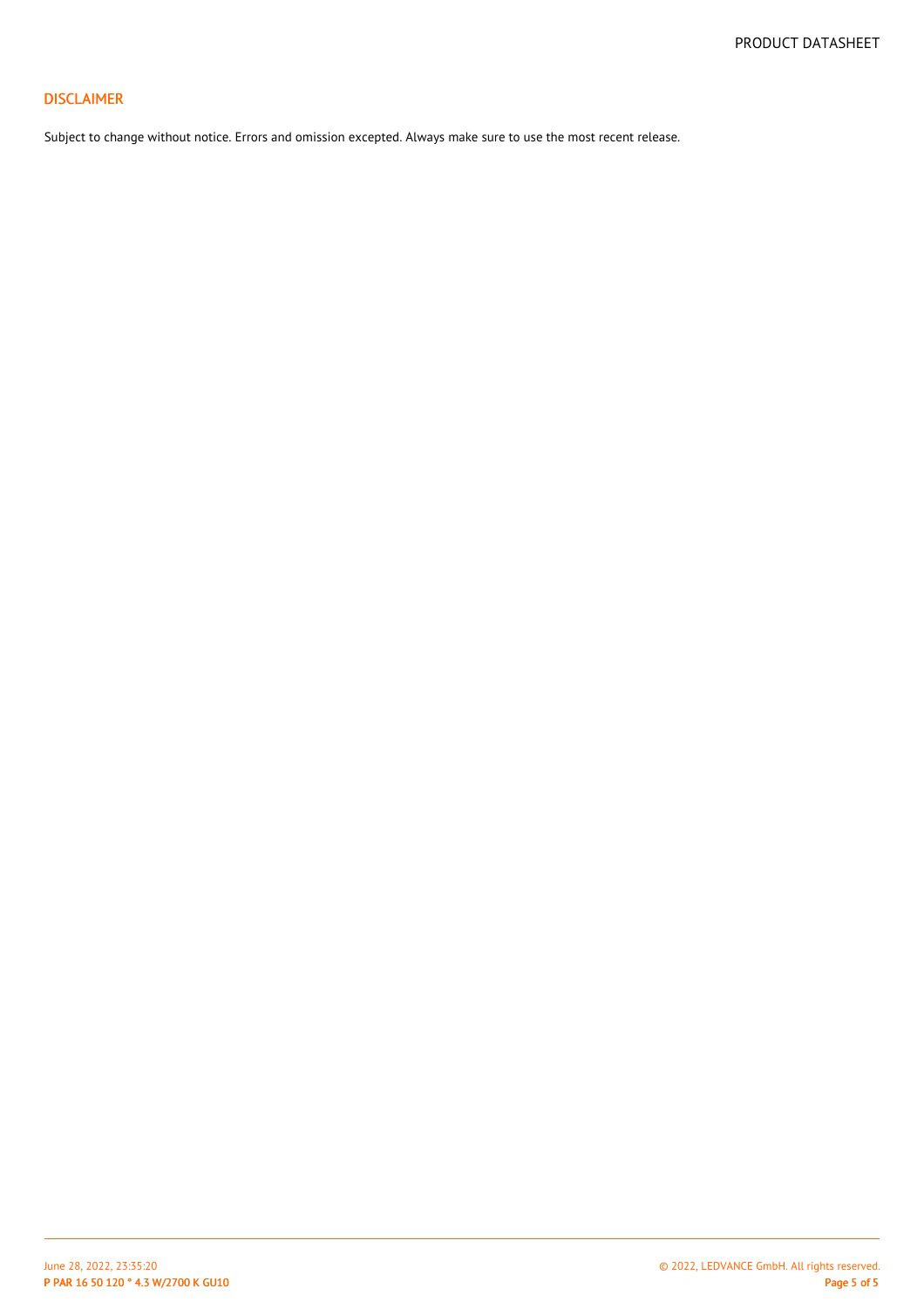## DISCLAIMER

Subject to change without notice. Errors and omission excepted. Always make sure to use the most recent release.